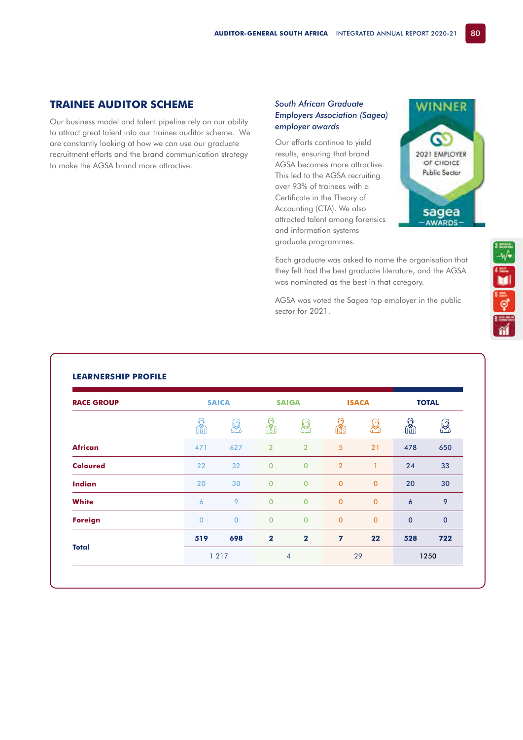## TRAINEE AUDITOR SCHEME

Our business model and talent pipeline rely on our ability to attract great talent into our trainee auditor scheme. We are constantly looking at how we can use our graduate recruitment efforts and the brand communication strategy to make the AGSA brand more attractive.

### *South African Graduate Employers Association (Sagea) employer awards*

Our efforts continue to yield results, ensuring that brand AGSA becomes more attractive. This led to the AGSA recruiting over 93% of trainees with a Certificate in the Theory of Accounting (CTA). We also attracted talent among forensics and information systems graduate programmes.

WINNER
2021 EMPLOYER OF CHOICE
Public Sector
sagea AWARDS

Each graduate was asked to name the organisation that they felt had the best graduate literature, and the AGSA was nominated as the best in that category.

AGSA was voted the Sagea top employer in the public sector for 2021.

### LEARNERSHIP PROFILE

| RACE GROUP | SAICA | | SAIGA | | ISACA | | TOTAL | |
|---|---|---|---|---|---|---|---|---|
| | Male | Female | Male | Female | Male | Female | Male | Female |
| **African** | 471 | 627 | 2 | 2 | 5 | 21 | 478 | 650 |
| **Coloured** | 22 | 32 | 0 | 0 | 2 | 1 | 24 | 33 |
| **Indian** | 20 | 30 | 0 | 0 | 0 | 0 | 20 | 30 |
| **White** | 6 | 9 | 0 | 0 | 0 | 0 | 6 | 9 |
| **Foreign** | 0 | 0 | 0 | 0 | 0 | 0 | 0 | 0 |
| **Total** | **519** | **698** | **2** | **2** | **7** | **22** | **528** | **722** |
| | 1 217 | | 4 | | 29 | | 1250 | |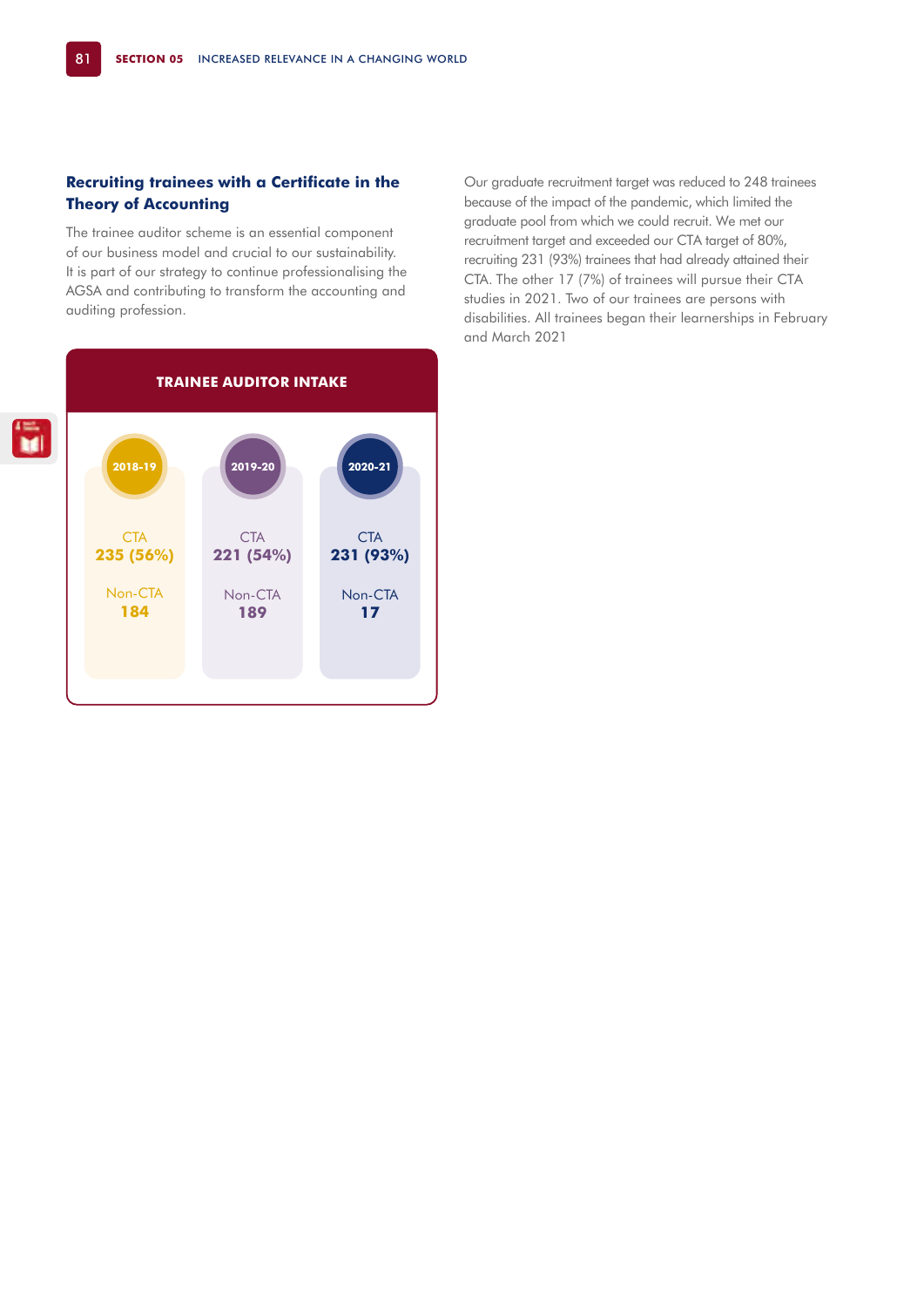## Recruiting trainees with a Certificate in the Theory of Accounting

The trainee auditor scheme is an essential component of our business model and crucial to our sustainability. It is part of our strategy to continue professionalising the AGSA and contributing to transform the accounting and auditing profession.

**TRAINEE AUDITOR INTAKE**

| | 2018-19 | 2019-20 | 2020-21 |
|---|---|---|---|
| CTA | 235 (56%) | 221 (54%) | 231 (93%) |
| Non-CTA | 184 | 189 | 17 |

Our graduate recruitment target was reduced to 248 trainees because of the impact of the pandemic, which limited the graduate pool from which we could recruit. We met our recruitment target and exceeded our CTA target of 80%, recruiting 231 (93%) trainees that had already attained their CTA. The other 17 (7%) of trainees will pursue their CTA studies in 2021. Two of our trainees are persons with disabilities. All trainees began their learnerships in February and March 2021